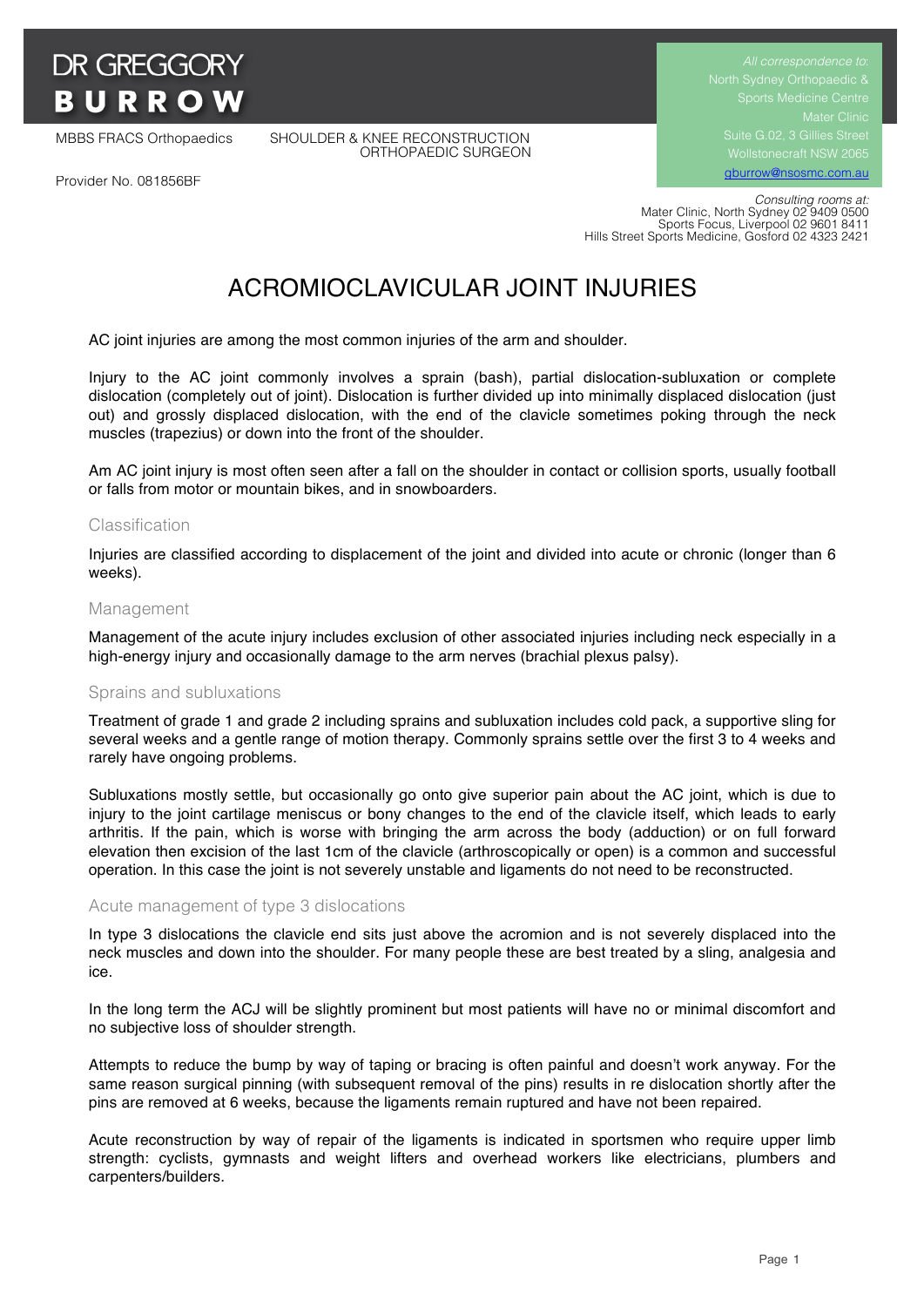# DR GREGGORY BURROW

MBBS FRACS Orthopaedics

SHOULDER & KNEE RECONSTRUCTION ORTHOPAEDIC SURGEON

Provider No. 081856BF

*All correspondence to:*
North Sydney Orthopaedic & Sports Medicine Centre
Mater Clinic
Suite G.02, 3 Gillies Street
Wollstonecraft NSW 2065
gburrow@nsosmc.com.au

*Consulting rooms at:*
Mater Clinic, North Sydney 02 9409 0500
Sports Focus, Liverpool 02 9601 8411
Hills Street Sports Medicine, Gosford 02 4323 2421

# ACROMIOCLAVICULAR JOINT INJURIES

AC joint injuries are among the most common injuries of the arm and shoulder.

Injury to the AC joint commonly involves a sprain (bash), partial dislocation-subluxation or complete dislocation (completely out of joint). Dislocation is further divided up into minimally displaced dislocation (just out) and grossly displaced dislocation, with the end of the clavicle sometimes poking through the neck muscles (trapezius) or down into the front of the shoulder.

Am AC joint injury is most often seen after a fall on the shoulder in contact or collision sports, usually football or falls from motor or mountain bikes, and in snowboarders.

## Classification

Injuries are classified according to displacement of the joint and divided into acute or chronic (longer than 6 weeks).

## Management

Management of the acute injury includes exclusion of other associated injuries including neck especially in a high-energy injury and occasionally damage to the arm nerves (brachial plexus palsy).

## Sprains and subluxations

Treatment of grade 1 and grade 2 including sprains and subluxation includes cold pack, a supportive sling for several weeks and a gentle range of motion therapy. Commonly sprains settle over the first 3 to 4 weeks and rarely have ongoing problems.

Subluxations mostly settle, but occasionally go onto give superior pain about the AC joint, which is due to injury to the joint cartilage meniscus or bony changes to the end of the clavicle itself, which leads to early arthritis. If the pain, which is worse with bringing the arm across the body (adduction) or on full forward elevation then excision of the last 1cm of the clavicle (arthroscopically or open) is a common and successful operation. In this case the joint is not severely unstable and ligaments do not need to be reconstructed.

## Acute management of type 3 dislocations

In type 3 dislocations the clavicle end sits just above the acromion and is not severely displaced into the neck muscles and down into the shoulder. For many people these are best treated by a sling, analgesia and ice.

In the long term the ACJ will be slightly prominent but most patients will have no or minimal discomfort and no subjective loss of shoulder strength.

Attempts to reduce the bump by way of taping or bracing is often painful and doesn't work anyway. For the same reason surgical pinning (with subsequent removal of the pins) results in re dislocation shortly after the pins are removed at 6 weeks, because the ligaments remain ruptured and have not been repaired.

Acute reconstruction by way of repair of the ligaments is indicated in sportsmen who require upper limb strength: cyclists, gymnasts and weight lifters and overhead workers like electricians, plumbers and carpenters/builders.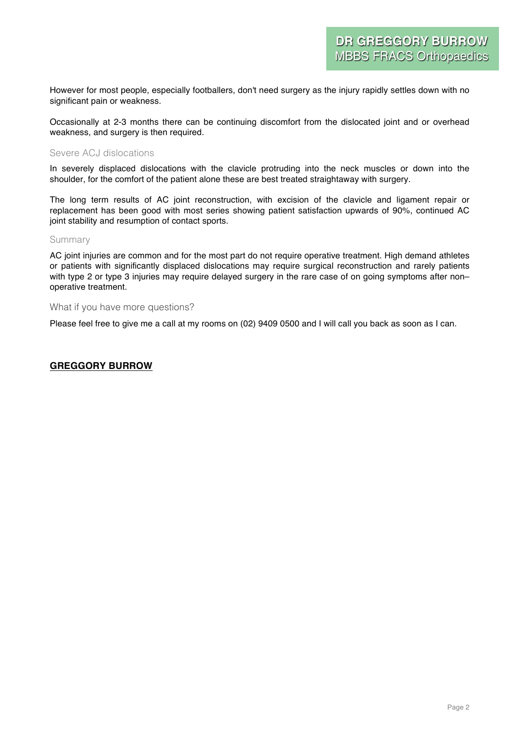However for most people, especially footballers, don't need surgery as the injury rapidly settles down with no significant pain or weakness.

Occasionally at 2-3 months there can be continuing discomfort from the dislocated joint and or overhead weakness, and surgery is then required.

## Severe ACJ dislocations

In severely displaced dislocations with the clavicle protruding into the neck muscles or down into the shoulder, for the comfort of the patient alone these are best treated straightaway with surgery.

The long term results of AC joint reconstruction, with excision of the clavicle and ligament repair or replacement has been good with most series showing patient satisfaction upwards of 90%, continued AC joint stability and resumption of contact sports.

## Summary

AC joint injuries are common and for the most part do not require operative treatment. High demand athletes or patients with significantly displaced dislocations may require surgical reconstruction and rarely patients with type 2 or type 3 injuries may require delayed surgery in the rare case of on going symptoms after non–operative treatment.

## What if you have more questions?

Please feel free to give me a call at my rooms on (02) 9409 0500 and I will call you back as soon as I can.

**GREGGORY BURROW**